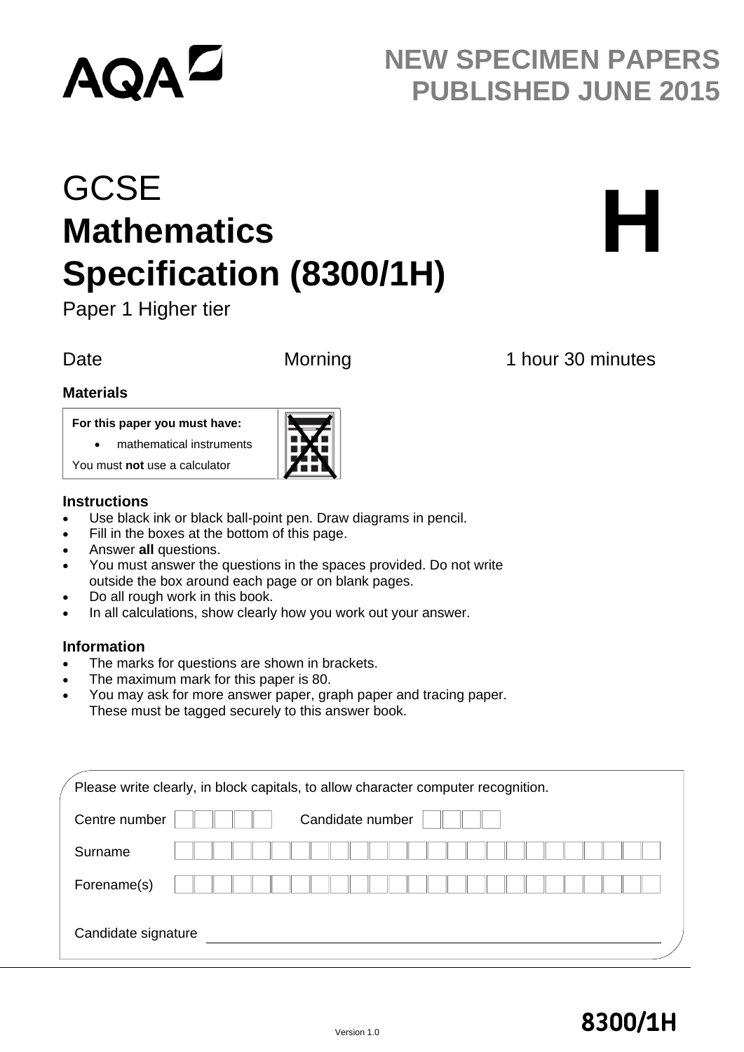AQA

NEW SPECIMEN PAPERS PUBLISHED JUNE 2015

# GCSE Mathematics Specification (8300/1H)

**H**

Paper 1 Higher tier

Date Morning 1 hour 30 minutes

**Materials**

**For this paper you must have:**

- mathematical instruments

You must **not** use a calculator

**Instructions**

- Use black ink or black ball-point pen. Draw diagrams in pencil.
- Fill in the boxes at the bottom of this page.
- Answer **all** questions.
- You must answer the questions in the spaces provided. Do not write outside the box around each page or on blank pages.
- Do all rough work in this book.
- In all calculations, show clearly how you work out your answer.

**Information**

- The marks for questions are shown in brackets.
- The maximum mark for this paper is 80.
- You may ask for more answer paper, graph paper and tracing paper. These must be tagged securely to this answer book.

Please write clearly, in block capitals, to allow character computer recognition.

Centre number Candidate number

Surname

Forename(s)

Candidate signature

Version 1.0

**8300/1H**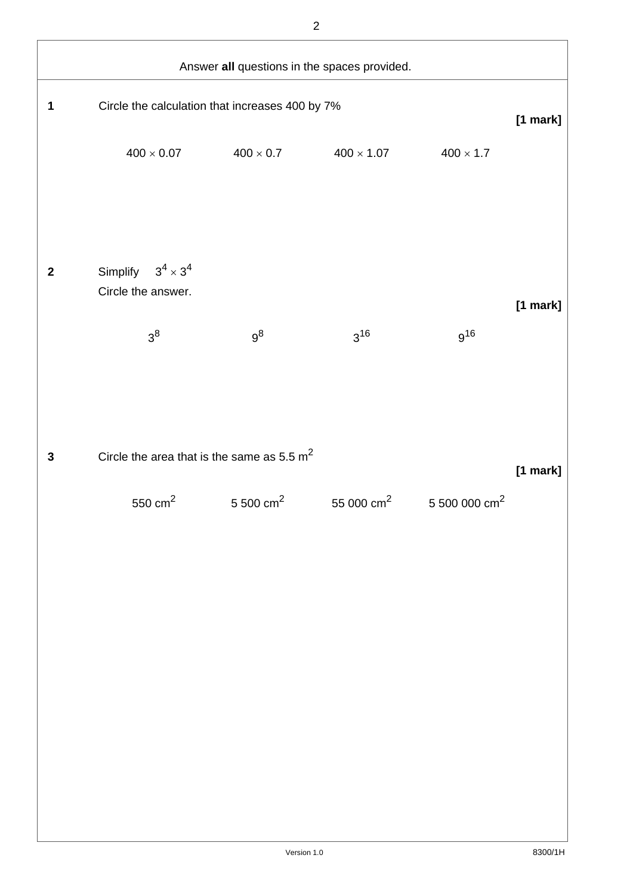Answer **all** questions in the spaces provided.

**1** Circle the calculation that increases 400 by 7%

**[1 mark]**

$400 \times 0.07$ $\quad\quad$ $400 \times 0.7$ $\quad\quad$ $400 \times 1.07$ $\quad\quad$ $400 \times 1.7$

**2** Simplify $3^4 \times 3^4$

Circle the answer.

**[1 mark]**

$3^8$ $\quad\quad$ $9^8$ $\quad\quad$ $3^{16}$ $\quad\quad$ $9^{16}$

**3** Circle the area that is the same as 5.5 $m^2$

**[1 mark]**

550 $cm^2$ $\quad\quad$ 5 500 $cm^2$ $\quad\quad$ 55 000 $cm^2$ $\quad\quad$ 5 500 000 $cm^2$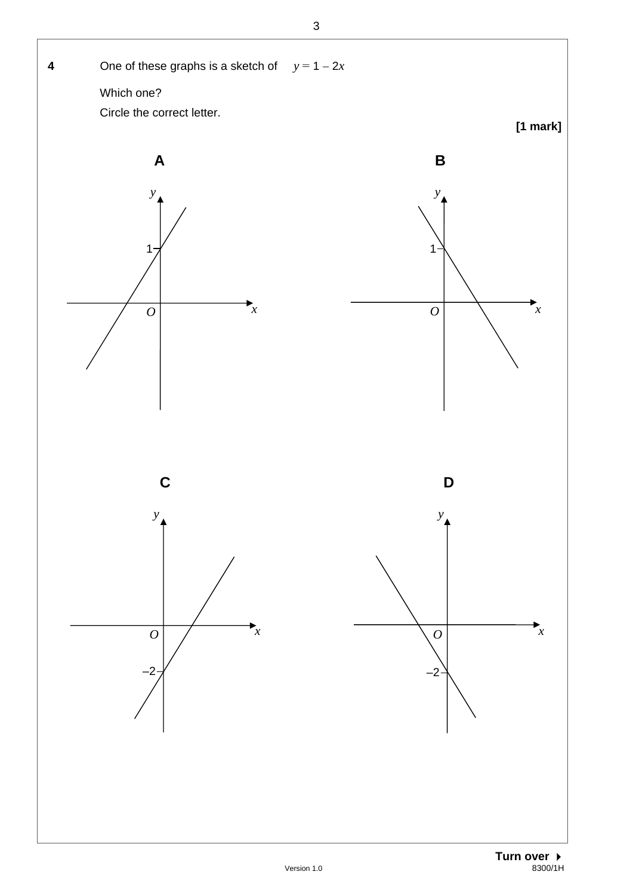**4** One of these graphs is a sketch of $y = 1 - 2x$

Which one?

Circle the correct letter.

**[1 mark]**

**A**

$y$

1

$O$ $x$

**B**

$y$

1

$O$ $x$

**C**

$y$

$O$ $x$

–2

**D**

$y$

$O$ $x$

–2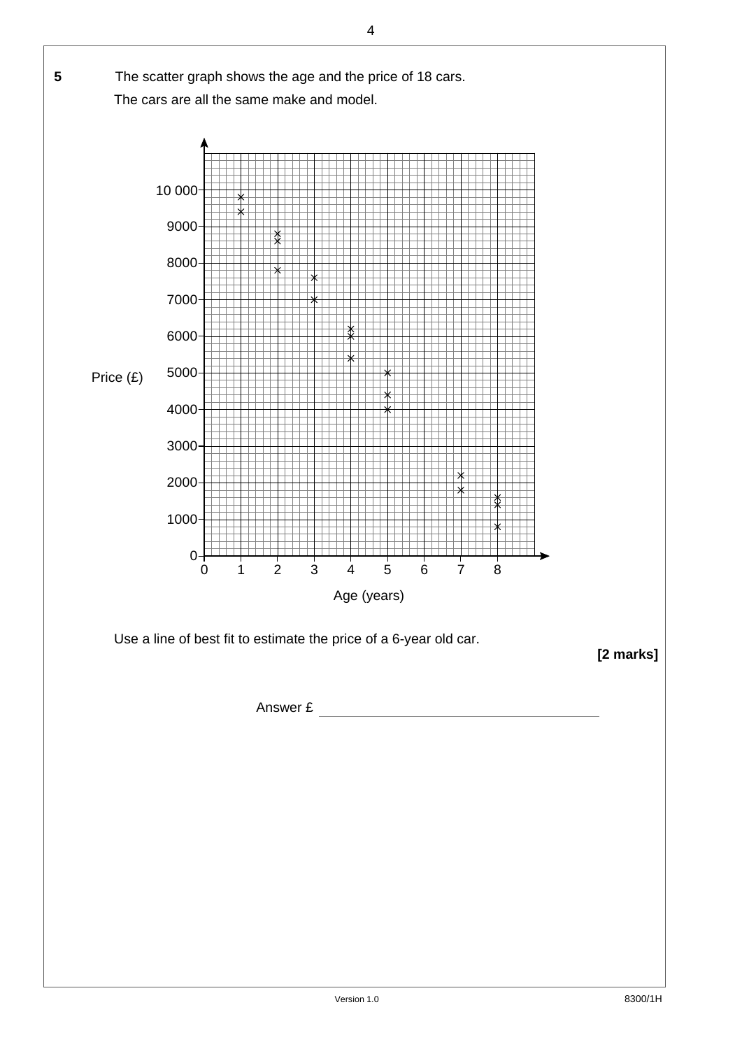**5** The scatter graph shows the age and the price of 18 cars.

The cars are all the same make and model.

Use a line of best fit to estimate the price of a 6-year old car.

**[2 marks]**

Answer £ ____________________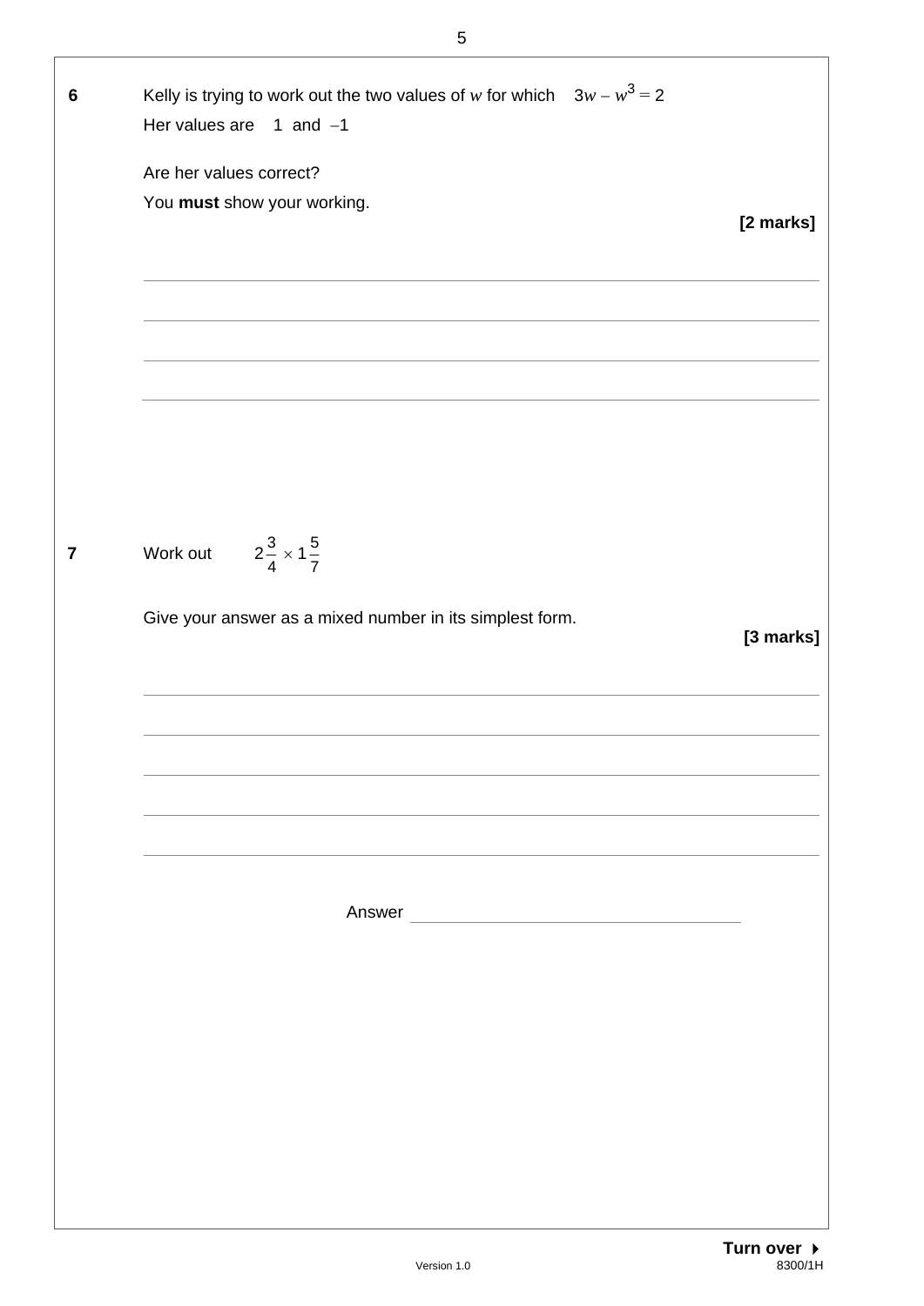**6** Kelly is trying to work out the two values of $w$ for which $3w - w^3 = 2$

Her values are 1 and $-1$

Are her values correct?

You **must** show your working.

**[2 marks]**

---

**7** Work out $2\frac{3}{4} \times 1\frac{5}{7}$

Give your answer as a mixed number in its simplest form.

**[3 marks]**

Answer ____________________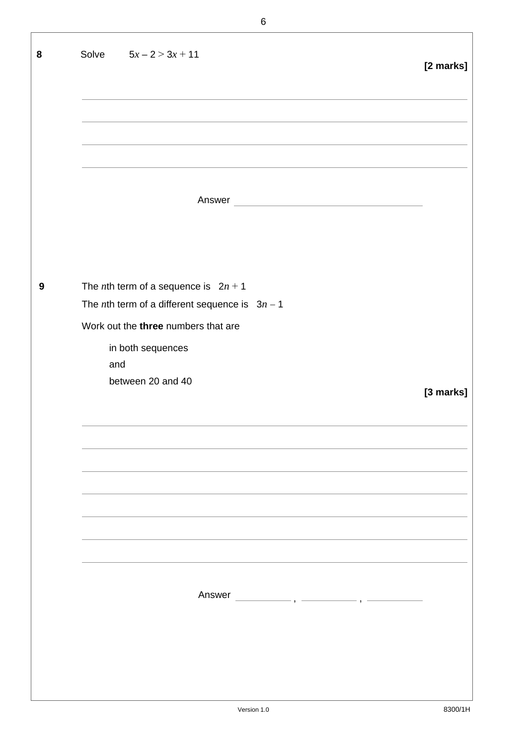**8** Solve $5x - 2 > 3x + 11$

**[2 marks]**

Answer ______________________

**9** The $n$th term of a sequence is $2n + 1$

The $n$th term of a different sequence is $3n - 1$

Work out the **three** numbers that are

in both sequences
and
between 20 and 40

**[3 marks]**

Answer __________ , __________ , __________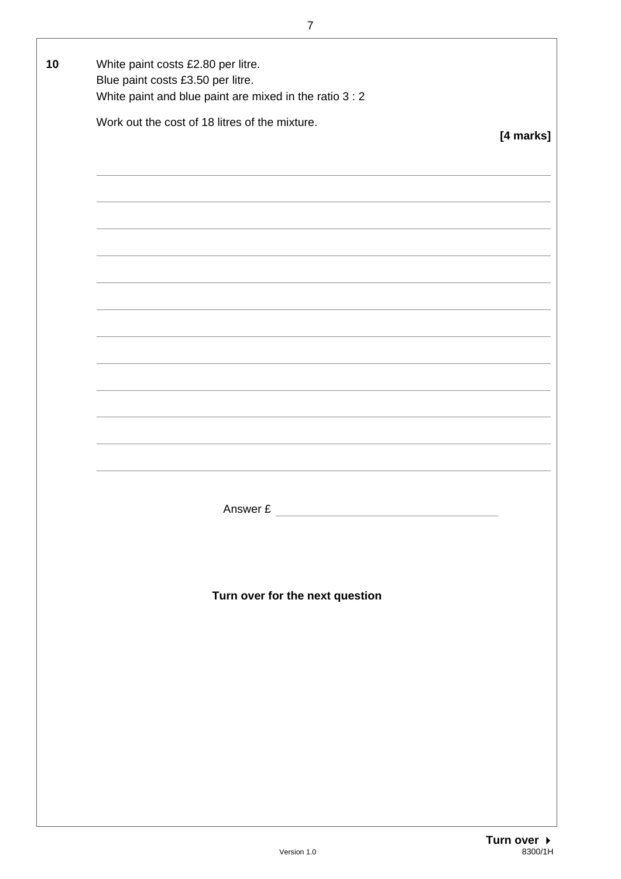**10** White paint costs £2.80 per litre.
Blue paint costs £3.50 per litre.
White paint and blue paint are mixed in the ratio 3 : 2

Work out the cost of 18 litres of the mixture.

**[4 marks]**

Answer £ ______________________

**Turn over for the next question**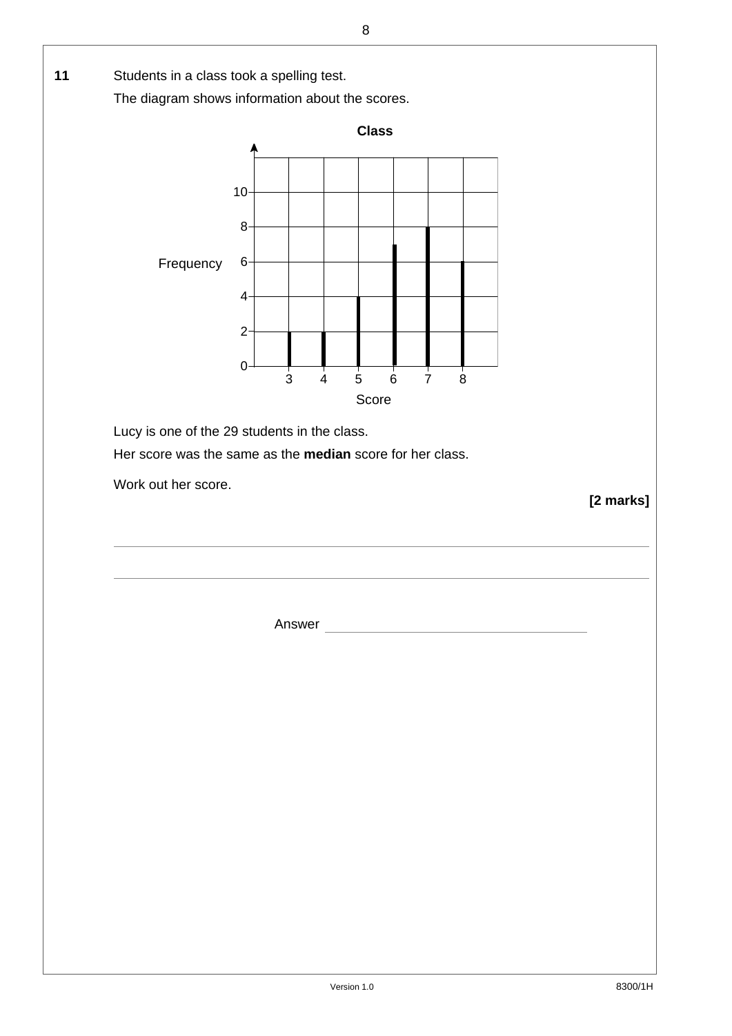**11** Students in a class took a spelling test.

The diagram shows information about the scores.

**Class**

| Score | 3 | 4 | 5 | 6 | 7 | 8 |
|---|---|---|---|---|---|---|
| Frequency | 2 | 2 | 4 | 7 | 8 | 6 |

Lucy is one of the 29 students in the class.

Her score was the same as the **median** score for her class.

Work out her score.

**[2 marks]**

Answer \_\_\_\_\_\_\_\_\_\_\_\_\_\_\_\_\_\_\_\_\_\_\_\_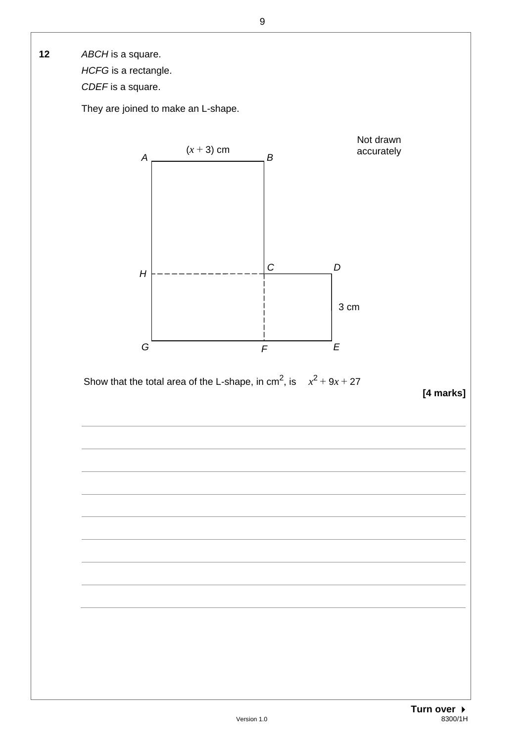**12** *ABCH* is a square.

*HCFG* is a rectangle.

*CDEF* is a square.

They are joined to make an L-shape.

Not drawn accurately

$(x + 3)$ cm

A B

H C D

3 cm

G F E

Show that the total area of the L-shape, in cm$^2$, is $x^2 + 9x + 27$

**[4 marks]**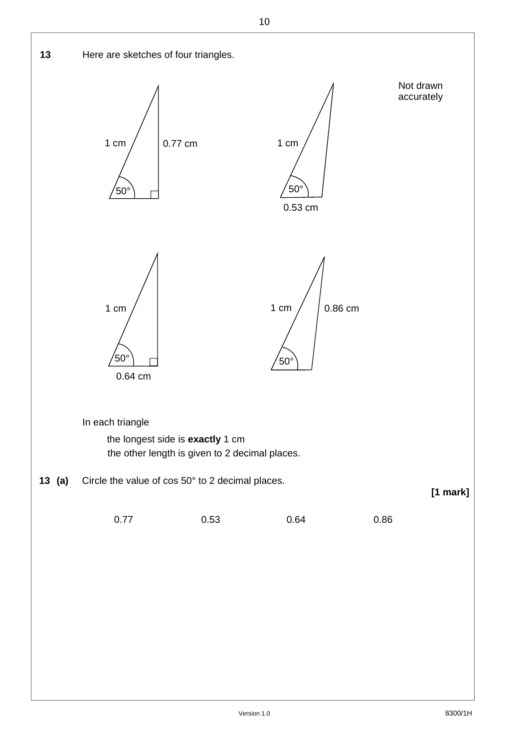**13** Here are sketches of four triangles.

Not drawn accurately

1 cm　0.77 cm　50°

1 cm　50°　0.53 cm

1 cm　50°　0.64 cm

1 cm　0.86 cm　50°

In each triangle

the longest side is **exactly** 1 cm
the other length is given to 2 decimal places.

**13 (a)** Circle the value of cos 50° to 2 decimal places.

**[1 mark]**

0.77　　　　0.53　　　　0.64　　　　0.86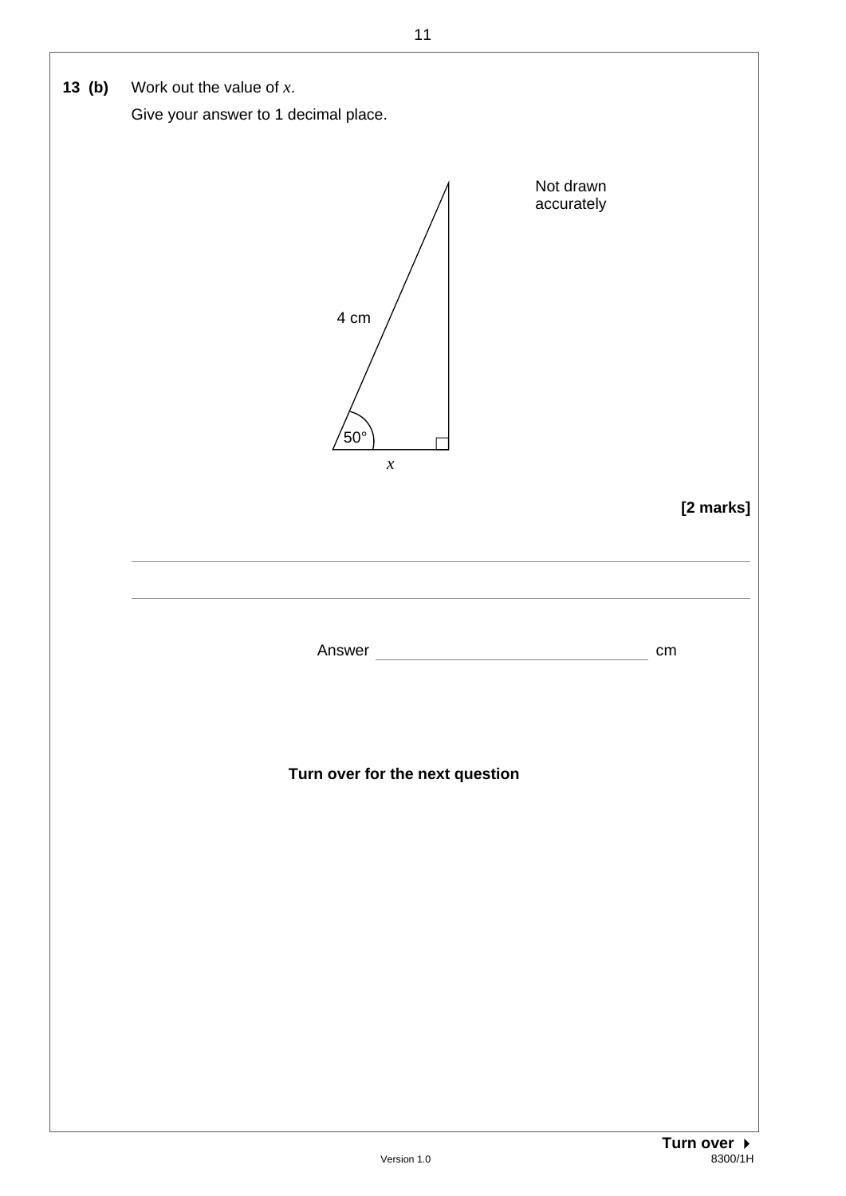**13 (b)** Work out the value of $x$.

Give your answer to 1 decimal place.

Not drawn accurately

4 cm

50°

$x$

**[2 marks]**

Answer \_\_\_\_\_\_\_\_\_\_\_\_\_\_\_\_\_\_\_\_\_\_\_\_\_\_ cm

**Turn over for the next question**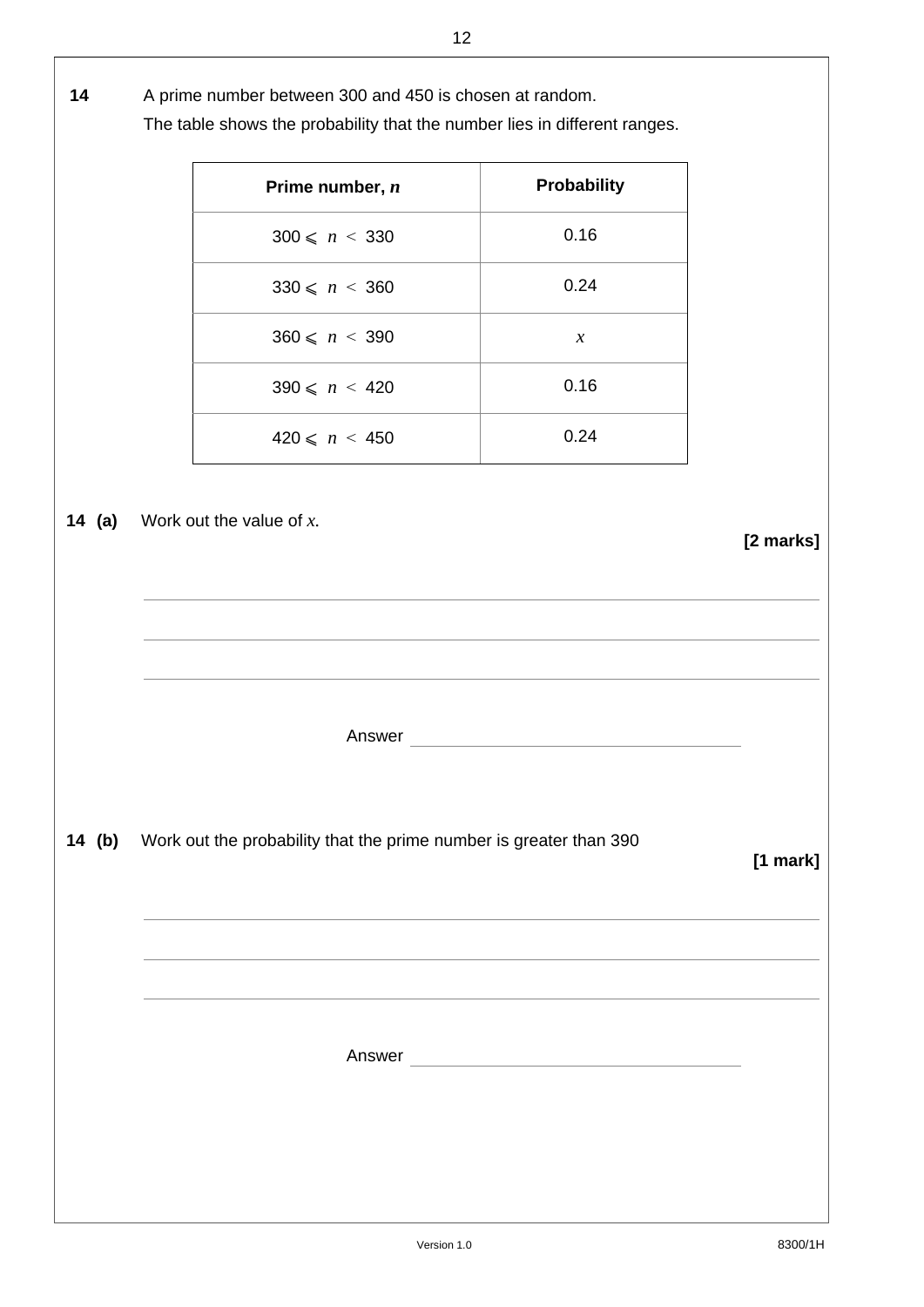**14** A prime number between 300 and 450 is chosen at random.

The table shows the probability that the number lies in different ranges.

| Prime number, $n$ | Probability |
| --- | --- |
| $300 \leqslant n < 330$ | 0.16 |
| $330 \leqslant n < 360$ | 0.24 |
| $360 \leqslant n < 390$ | $x$ |
| $390 \leqslant n < 420$ | 0.16 |
| $420 \leqslant n < 450$ | 0.24 |

**14 (a)** Work out the value of $x$.

**[2 marks]**

Answer ______________________

**14 (b)** Work out the probability that the prime number is greater than 390

**[1 mark]**

Answer ______________________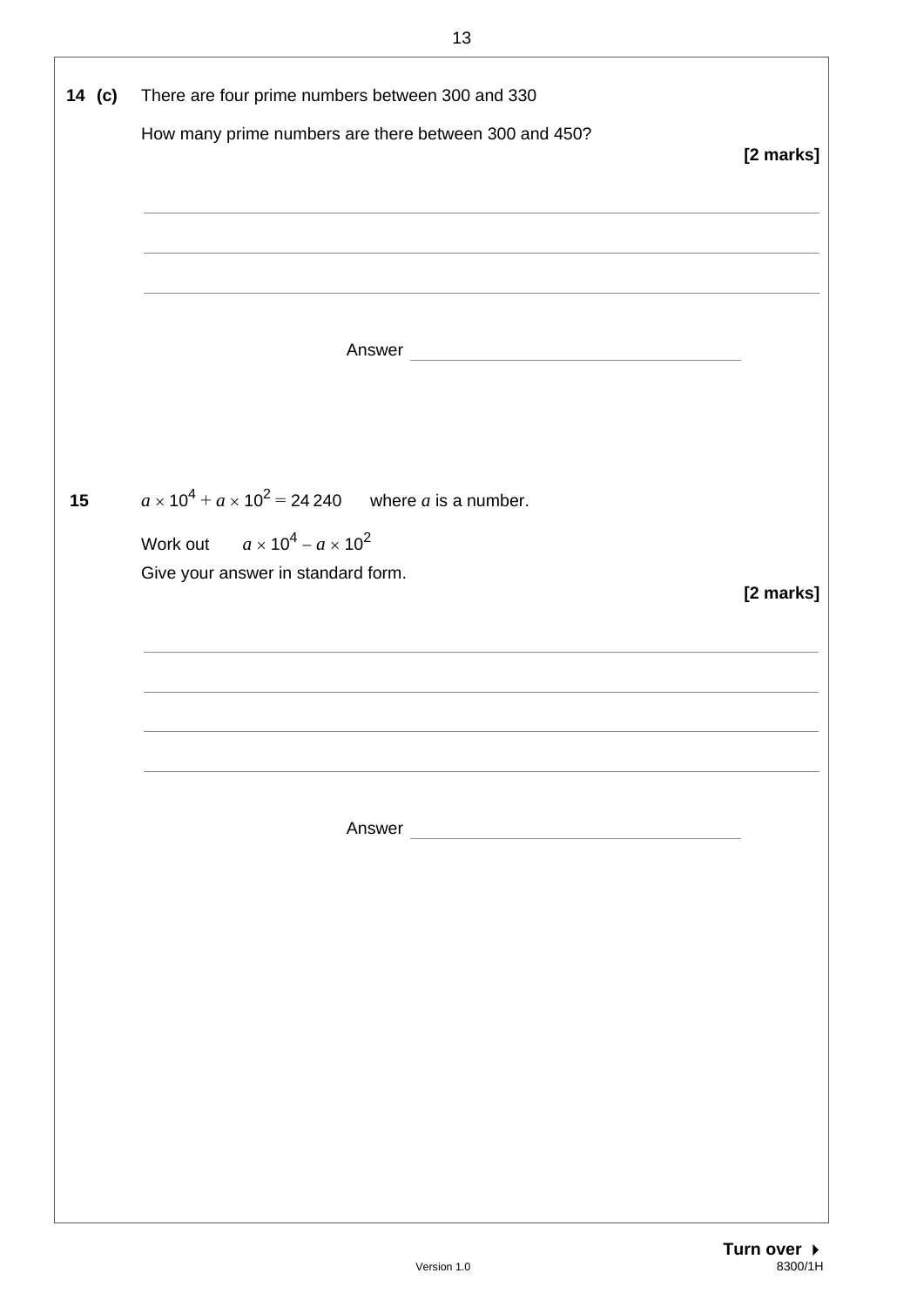**14 (c)** There are four prime numbers between 300 and 330

How many prime numbers are there between 300 and 450?

**[2 marks]**

Answer ______________________________

**15** $a \times 10^4 + a \times 10^2 = 24\,240$ where $a$ is a number.

Work out $a \times 10^4 - a \times 10^2$

Give your answer in standard form.

**[2 marks]**

Answer ______________________________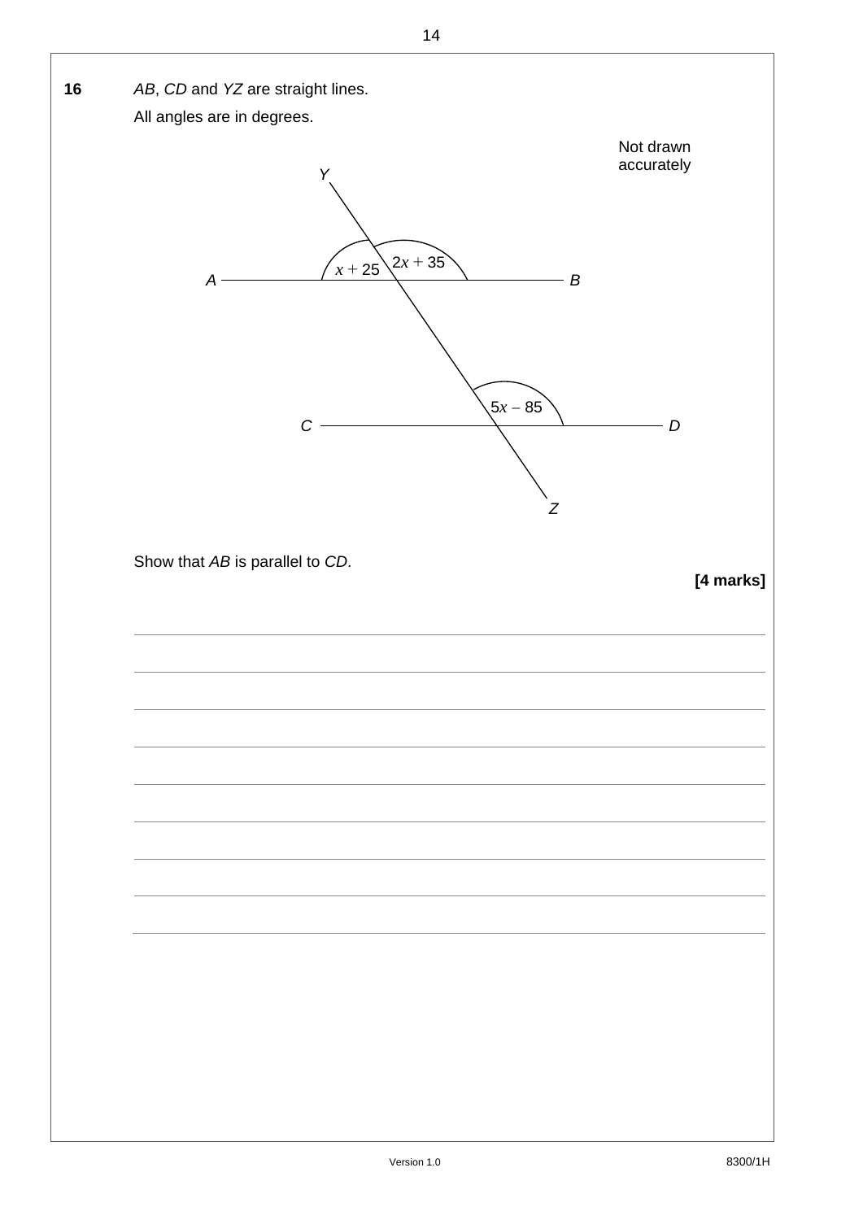**16** $AB$, $CD$ and $YZ$ are straight lines.

All angles are in degrees.

Not drawn accurately

$Y$

$x + 25$ &nbsp;&nbsp; $2x + 35$

$A$ &nbsp;&nbsp;&nbsp;&nbsp;&nbsp;&nbsp;&nbsp;&nbsp;&nbsp;&nbsp;&nbsp;&nbsp;&nbsp;&nbsp;&nbsp;&nbsp; $B$

$5x - 85$

$C$ &nbsp;&nbsp;&nbsp;&nbsp;&nbsp;&nbsp;&nbsp;&nbsp;&nbsp;&nbsp;&nbsp;&nbsp;&nbsp;&nbsp;&nbsp;&nbsp; $D$

$Z$

Show that $AB$ is parallel to $CD$.

**[4 marks]**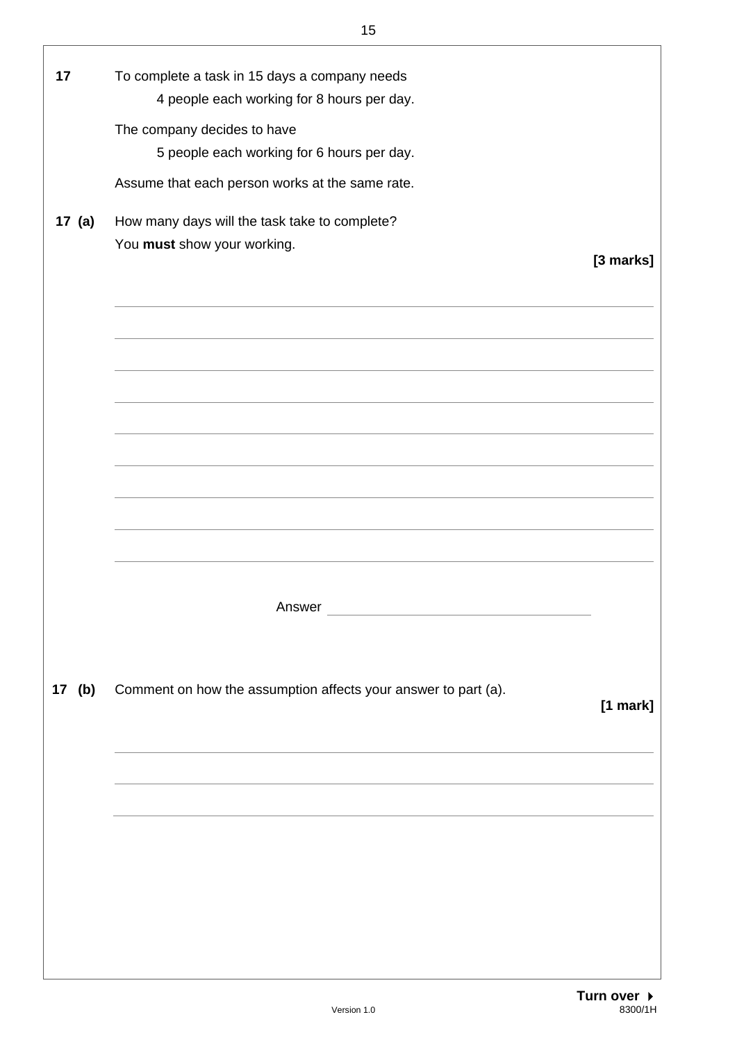**17** To complete a task in 15 days a company needs

4 people each working for 8 hours per day.

The company decides to have

5 people each working for 6 hours per day.

Assume that each person works at the same rate.

**17 (a)** How many days will the task take to complete?

You **must** show your working.

**[3 marks]**

Answer ____________________

**17 (b)** Comment on how the assumption affects your answer to part (a).

**[1 mark]**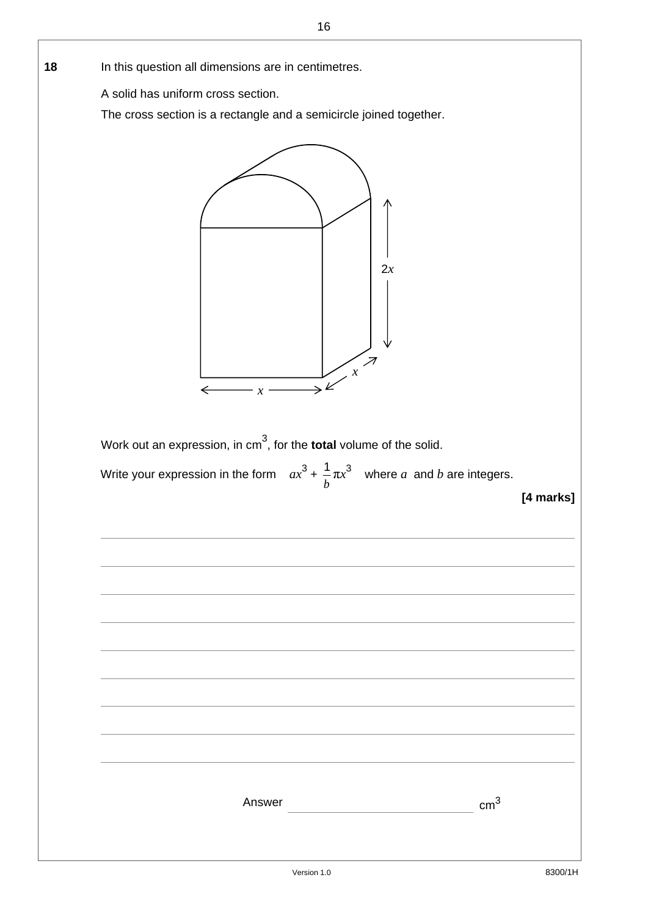**18** In this question all dimensions are in centimetres.

A solid has uniform cross section.

The cross section is a rectangle and a semicircle joined together.

$2x$

$x$

$x$

Work out an expression, in $cm^3$, for the **total** volume of the solid.

Write your expression in the form $ax^3 + \frac{1}{b}\pi x^3$ where $a$ and $b$ are integers.

**[4 marks]**

Answer ______________________ $cm^3$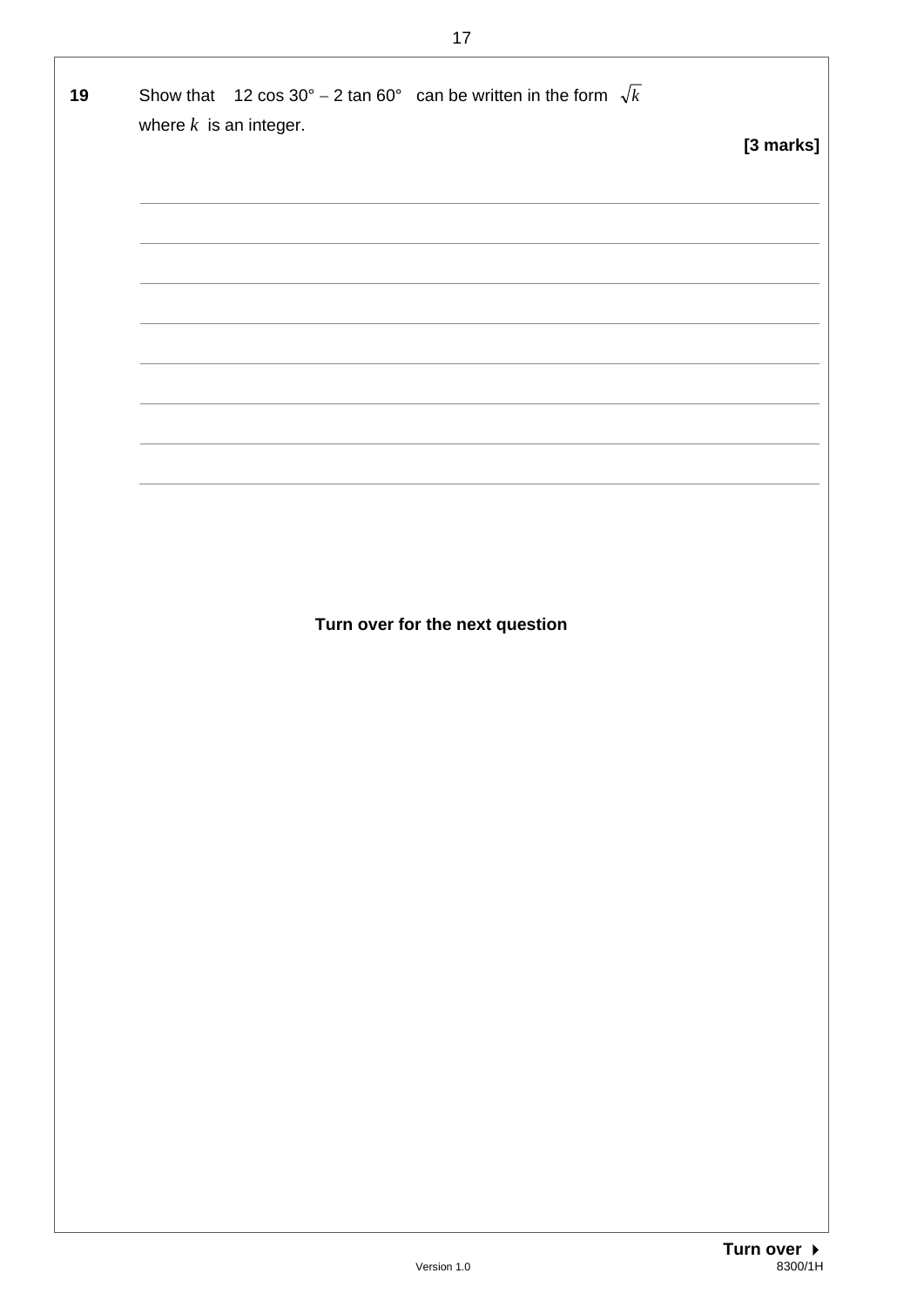**19** Show that $12 \cos 30° - 2 \tan 60°$ can be written in the form $\sqrt{k}$
where $k$ is an integer.

**[3 marks]**

**Turn over for the next question**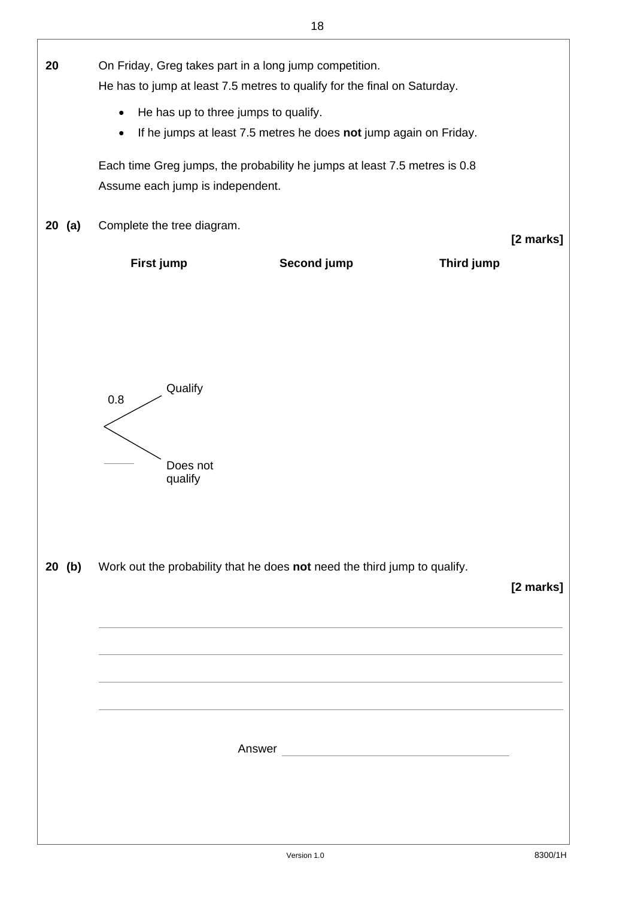**20** On Friday, Greg takes part in a long jump competition.
He has to jump at least 7.5 metres to qualify for the final on Saturday.

- He has up to three jumps to qualify.
- If he jumps at least 7.5 metres he does **not** jump again on Friday.

Each time Greg jumps, the probability he jumps at least 7.5 metres is 0.8
Assume each jump is independent.

**20 (a)** Complete the tree diagram.

**[2 marks]**

**First jump** **Second jump** **Third jump**

0.8 Qualify

______ Does not qualify

**20 (b)** Work out the probability that he does **not** need the third jump to qualify.

**[2 marks]**

Answer ______________________________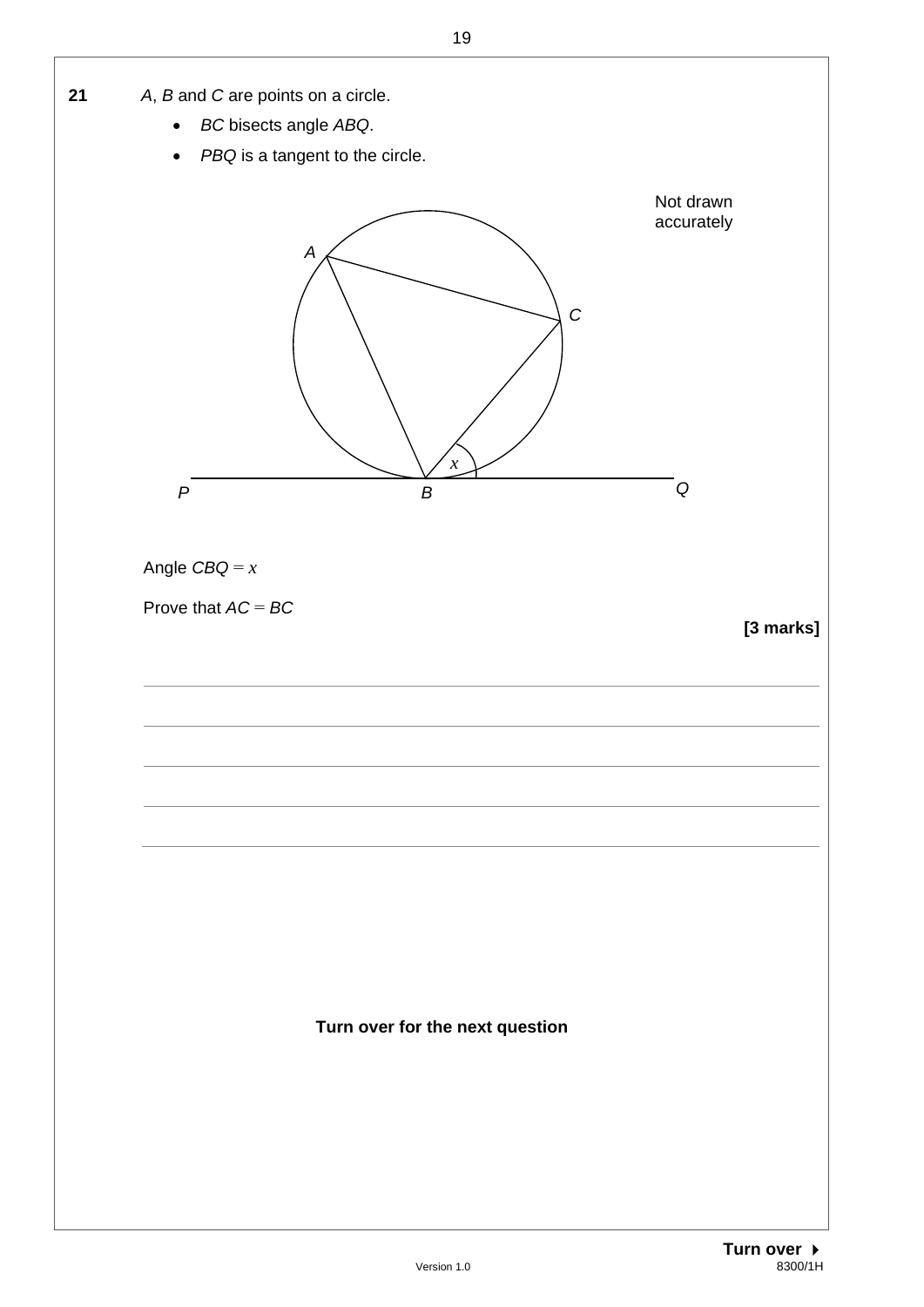**21** $A$, $B$ and $C$ are points on a circle.

- $BC$ bisects angle $ABQ$.
- $PBQ$ is a tangent to the circle.

Not drawn accurately

Angle $CBQ = x$

Prove that $AC = BC$

**[3 marks]**

**Turn over for the next question**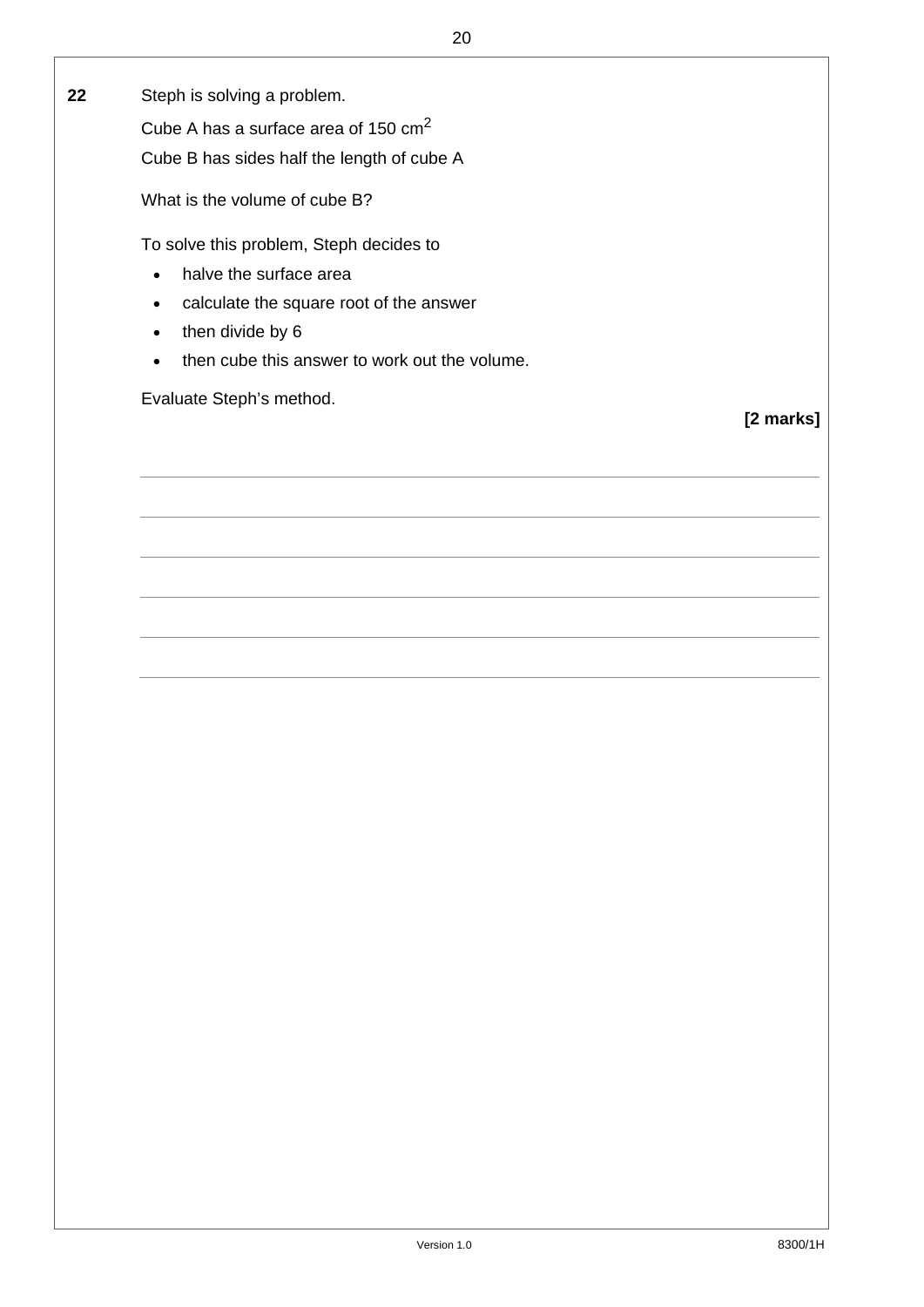**22** Steph is solving a problem.

Cube A has a surface area of 150 $cm^2$

Cube B has sides half the length of cube A

What is the volume of cube B?

To solve this problem, Steph decides to

- halve the surface area
- calculate the square root of the answer
- then divide by 6
- then cube this answer to work out the volume.

Evaluate Steph's method.

**[2 marks]**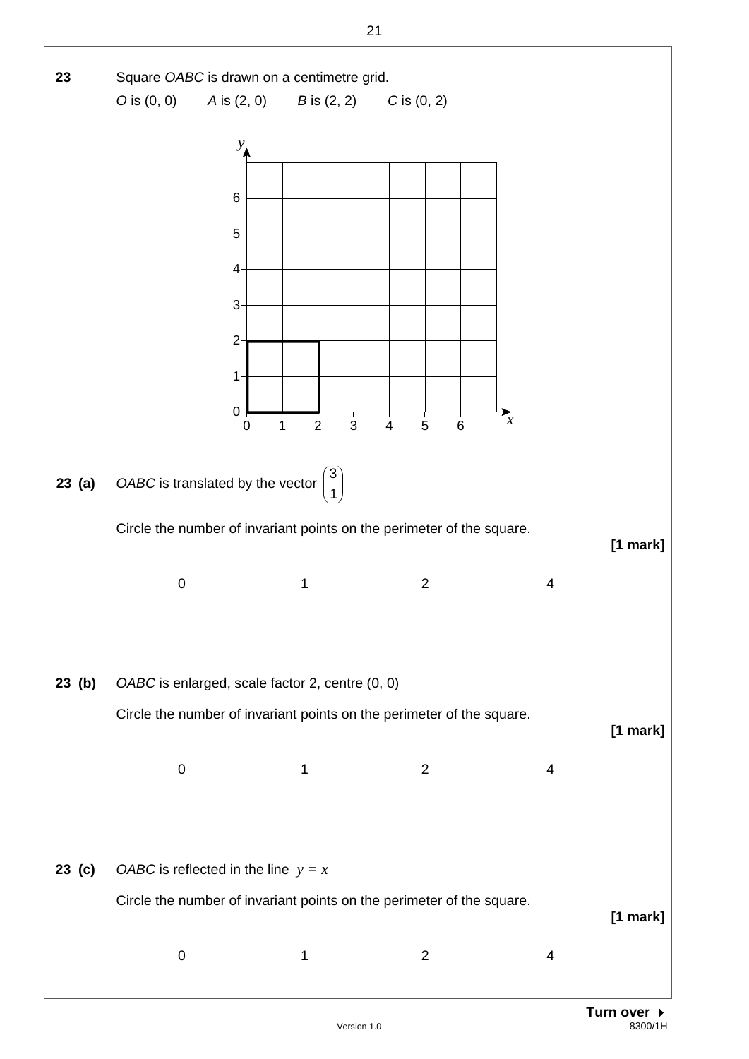**23** Square *OABC* is drawn on a centimetre grid.

*O* is (0, 0) *A* is (2, 0) *B* is (2, 2) *C* is (0, 2)

**23 (a)** *OABC* is translated by the vector $\begin{pmatrix} 3 \\ 1 \end{pmatrix}$

Circle the number of invariant points on the perimeter of the square.

**[1 mark]**

0 1 2 4

**23 (b)** *OABC* is enlarged, scale factor 2, centre (0, 0)

Circle the number of invariant points on the perimeter of the square.

**[1 mark]**

0 1 2 4

**23 (c)** *OABC* is reflected in the line $y = x$

Circle the number of invariant points on the perimeter of the square.

**[1 mark]**

0 1 2 4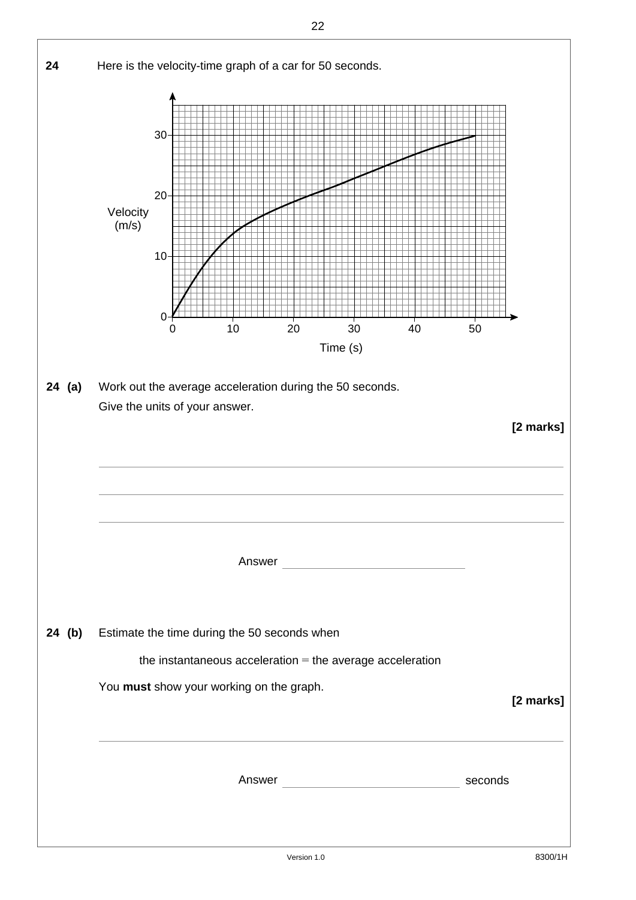**24** Here is the velocity-time graph of a car for 50 seconds.

**24 (a)** Work out the average acceleration during the 50 seconds.
Give the units of your answer.

**[2 marks]**

Answer ____________________

**24 (b)** Estimate the time during the 50 seconds when

the instantaneous acceleration = the average acceleration

You **must** show your working on the graph.

**[2 marks]**

Answer ____________________ seconds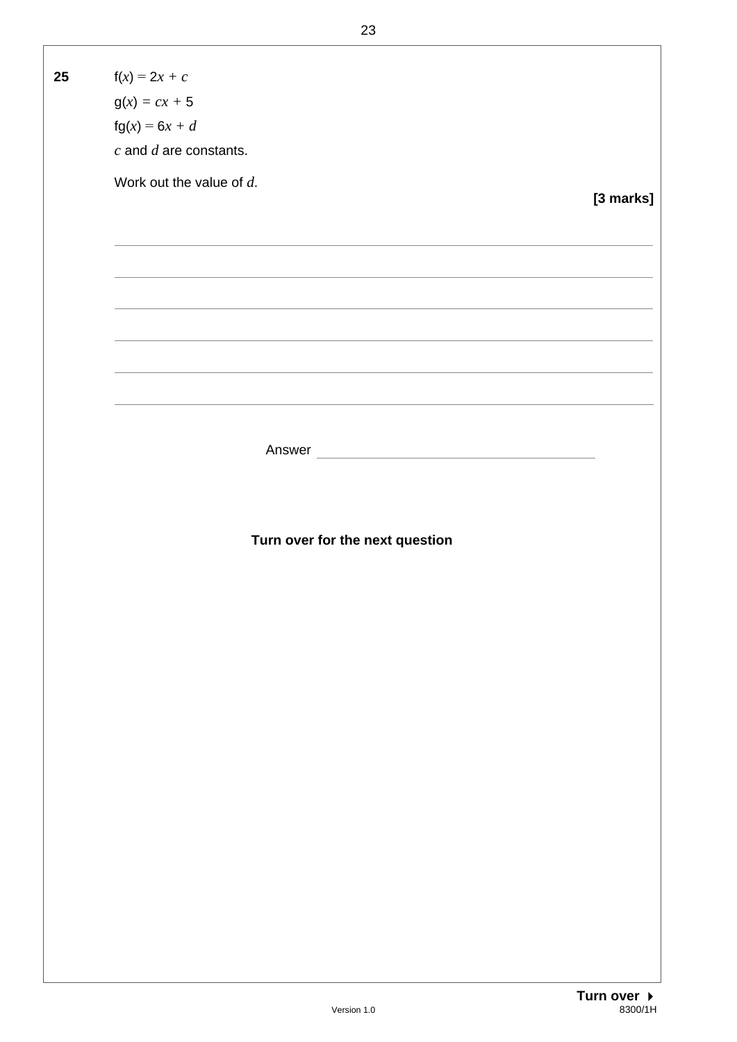**25** $f(x) = 2x + c$

$g(x) = cx + 5$

$fg(x) = 6x + d$

$c$ and $d$ are constants.

Work out the value of $d$.

**[3 marks]**

Answer ____________________

**Turn over for the next question**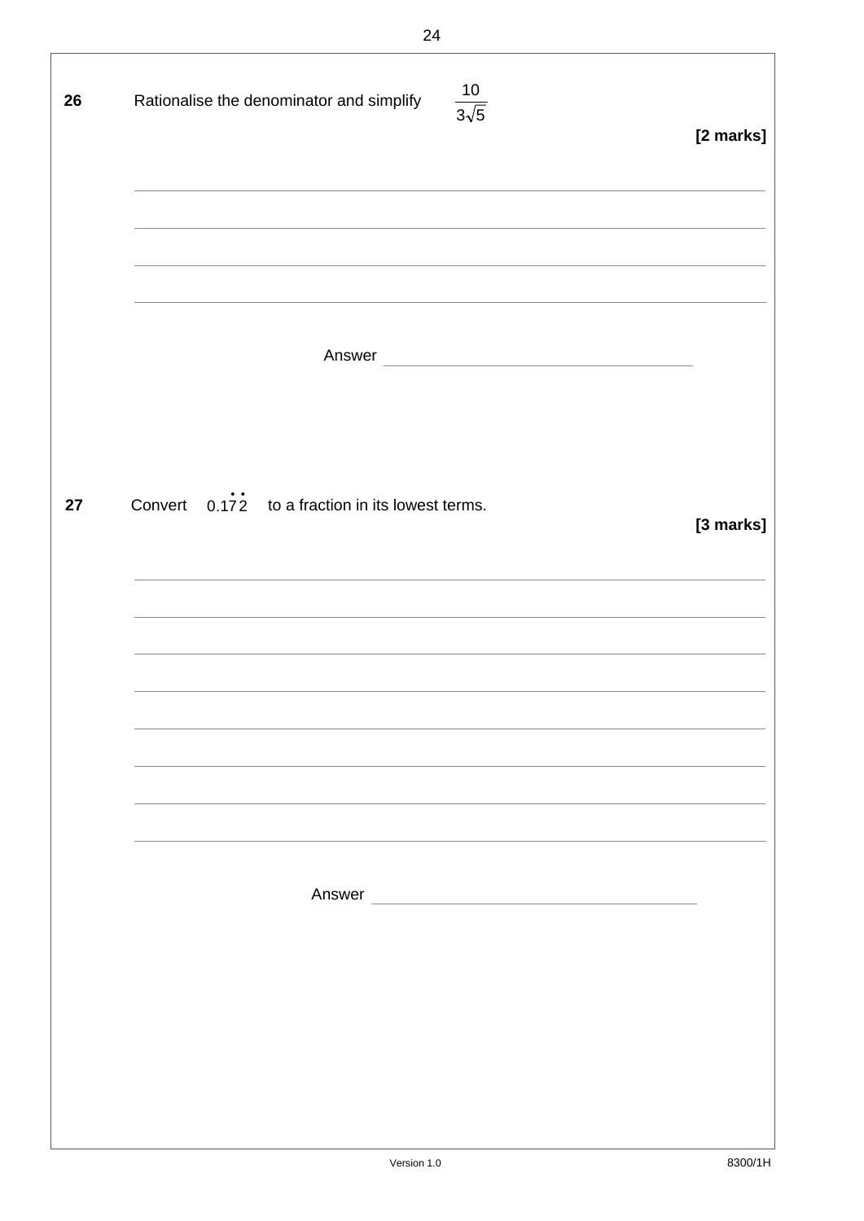**26** Rationalise the denominator and simplify $\frac{10}{3\sqrt{5}}$

**[2 marks]**

Answer ______________________

**27** Convert $0.1\dot{7}\dot{2}$ to a fraction in its lowest terms.

**[3 marks]**

Answer ______________________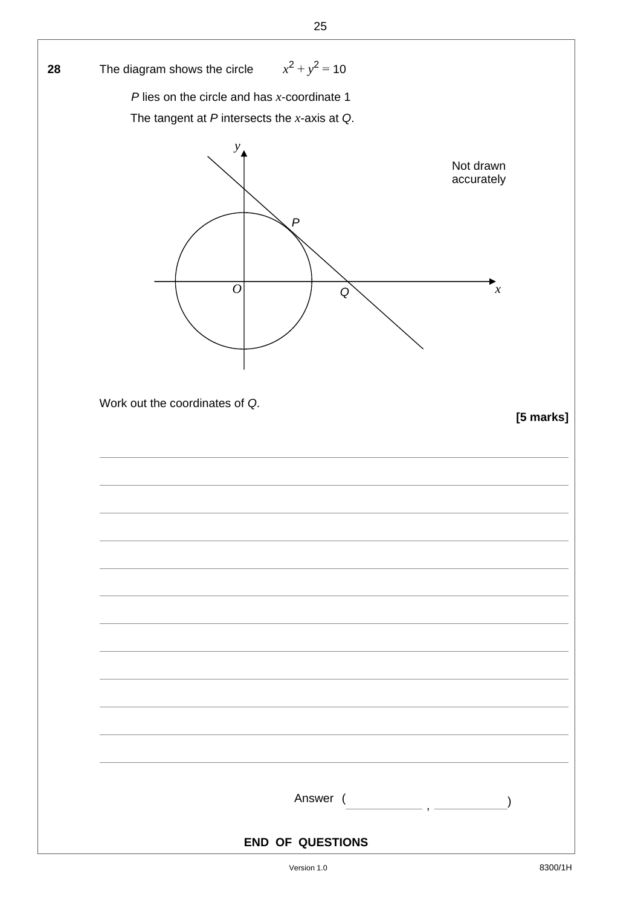**28** The diagram shows the circle $x^2 + y^2 = 10$

$P$ lies on the circle and has $x$-coordinate 1

The tangent at $P$ intersects the $x$-axis at $Q$.

Not drawn accurately

Work out the coordinates of $Q$.

**[5 marks]**

Answer ( \_\_\_\_\_\_\_\_\_\_ , \_\_\_\_\_\_\_\_\_\_ )

**END OF QUESTIONS**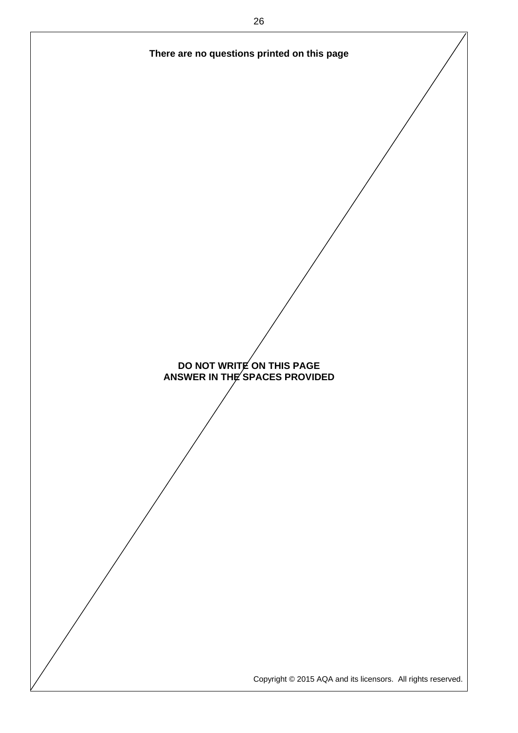**There are no questions printed on this page**

**DO NOT WRITE ON THIS PAGE**
**ANSWER IN THE SPACES PROVIDED**

Copyright © 2015 AQA and its licensors. All rights reserved.